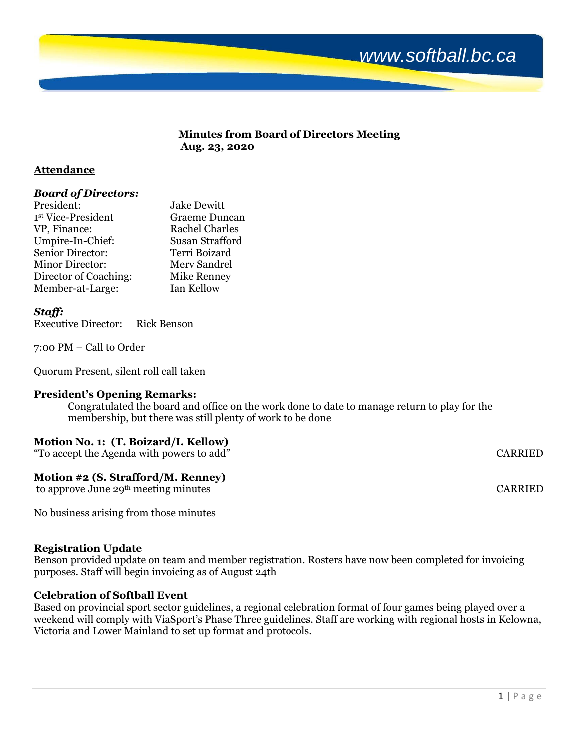www.softball.bc.ca

**Minutes from Board of Directors Meeting**
**Aug. 23, 2020**

## Attendance

### *Board of Directors:*

| | |
|---|---|
| President: | Jake Dewitt |
| 1st Vice-President | Graeme Duncan |
| VP, Finance: | Rachel Charles |
| Umpire-In-Chief: | Susan Strafford |
| Senior Director: | Terri Boizard |
| Minor Director: | Merv Sandrel |
| Director of Coaching: | Mike Renney |
| Member-at-Large: | Ian Kellow |

### *Staff:*

Executive Director: Rick Benson

7:00 PM – Call to Order

Quorum Present, silent roll call taken

**President's Opening Remarks:**

Congratulated the board and office on the work done to date to manage return to play for the membership, but there was still plenty of work to be done

**Motion No. 1: (T. Boizard/I. Kellow)**
"To accept the Agenda with powers to add" CARRIED

**Motion #2 (S. Strafford/M. Renney)**
to approve June 29th meeting minutes CARRIED

No business arising from those minutes

**Registration Update**
Benson provided update on team and member registration. Rosters have now been completed for invoicing purposes. Staff will begin invoicing as of August 24th

**Celebration of Softball Event**
Based on provincial sport sector guidelines, a regional celebration format of four games being played over a weekend will comply with ViaSport's Phase Three guidelines. Staff are working with regional hosts in Kelowna, Victoria and Lower Mainland to set up format and protocols.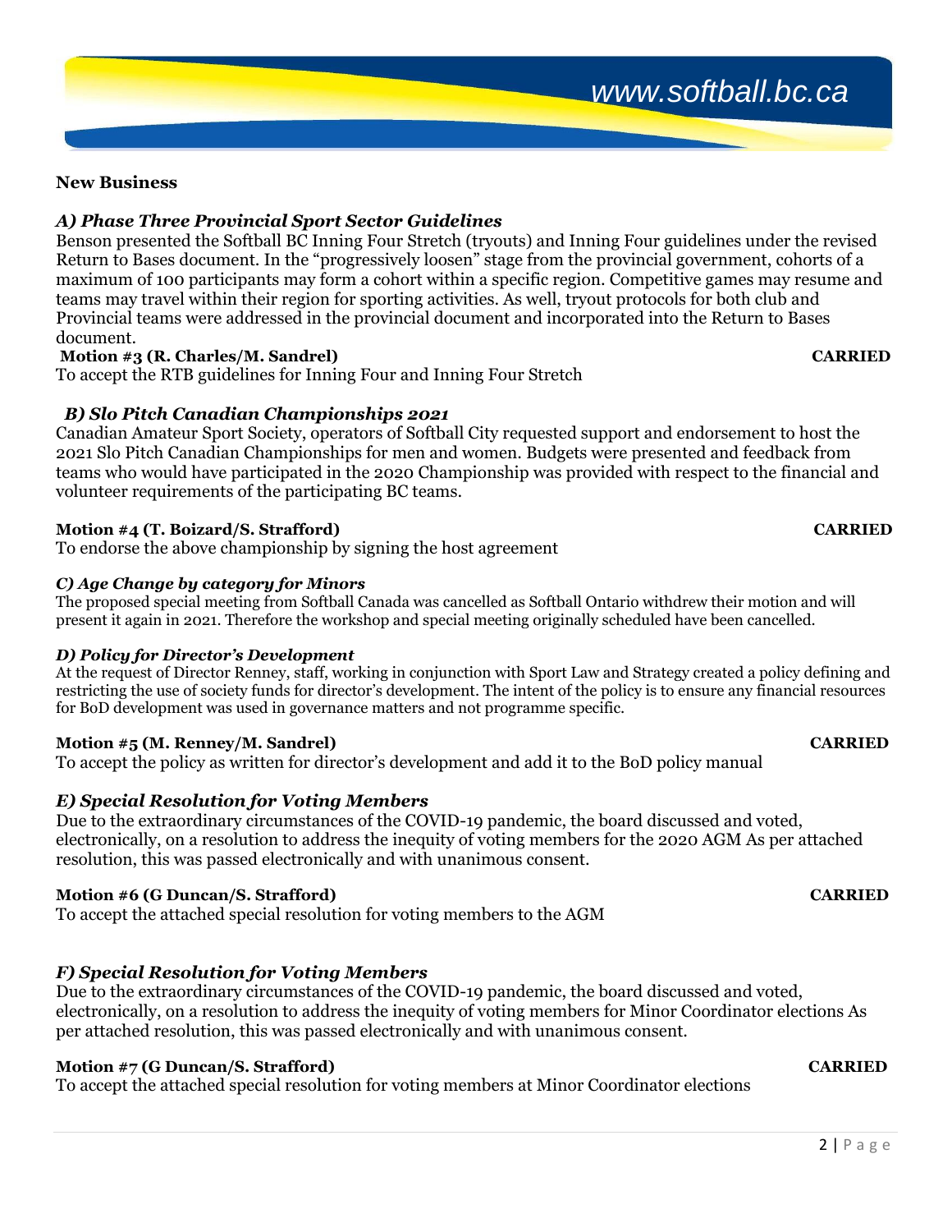## New Business

### *A) Phase Three Provincial Sport Sector Guidelines*

Benson presented the Softball BC Inning Four Stretch (tryouts) and Inning Four guidelines under the revised Return to Bases document. In the "progressively loosen" stage from the provincial government, cohorts of a maximum of 100 participants may form a cohort within a specific region. Competitive games may resume and teams may travel within their region for sporting activities. As well, tryout protocols for both club and Provincial teams were addressed in the provincial document and incorporated into the Return to Bases document.

**Motion #3 (R. Charles/M. Sandrel)** **CARRIED**

To accept the RTB guidelines for Inning Four and Inning Four Stretch

### *B) Slo Pitch Canadian Championships 2021*

Canadian Amateur Sport Society, operators of Softball City requested support and endorsement to host the 2021 Slo Pitch Canadian Championships for men and women. Budgets were presented and feedback from teams who would have participated in the 2020 Championship was provided with respect to the financial and volunteer requirements of the participating BC teams.

**Motion #4 (T. Boizard/S. Strafford)** **CARRIED**

To endorse the above championship by signing the host agreement

### *C) Age Change by category for Minors*

The proposed special meeting from Softball Canada was cancelled as Softball Ontario withdrew their motion and will present it again in 2021. Therefore the workshop and special meeting originally scheduled have been cancelled.

### *D) Policy for Director's Development*

At the request of Director Renney, staff, working in conjunction with Sport Law and Strategy created a policy defining and restricting the use of society funds for director's development. The intent of the policy is to ensure any financial resources for BoD development was used in governance matters and not programme specific.

**Motion #5 (M. Renney/M. Sandrel)** **CARRIED**

To accept the policy as written for director's development and add it to the BoD policy manual

### *E) Special Resolution for Voting Members*

Due to the extraordinary circumstances of the COVID-19 pandemic, the board discussed and voted, electronically, on a resolution to address the inequity of voting members for the 2020 AGM As per attached resolution, this was passed electronically and with unanimous consent.

**Motion #6 (G Duncan/S. Strafford)** **CARRIED**

To accept the attached special resolution for voting members to the AGM

### *F) Special Resolution for Voting Members*

Due to the extraordinary circumstances of the COVID-19 pandemic, the board discussed and voted, electronically, on a resolution to address the inequity of voting members for Minor Coordinator elections As per attached resolution, this was passed electronically and with unanimous consent.

**Motion #7 (G Duncan/S. Strafford)** **CARRIED**

To accept the attached special resolution for voting members at Minor Coordinator elections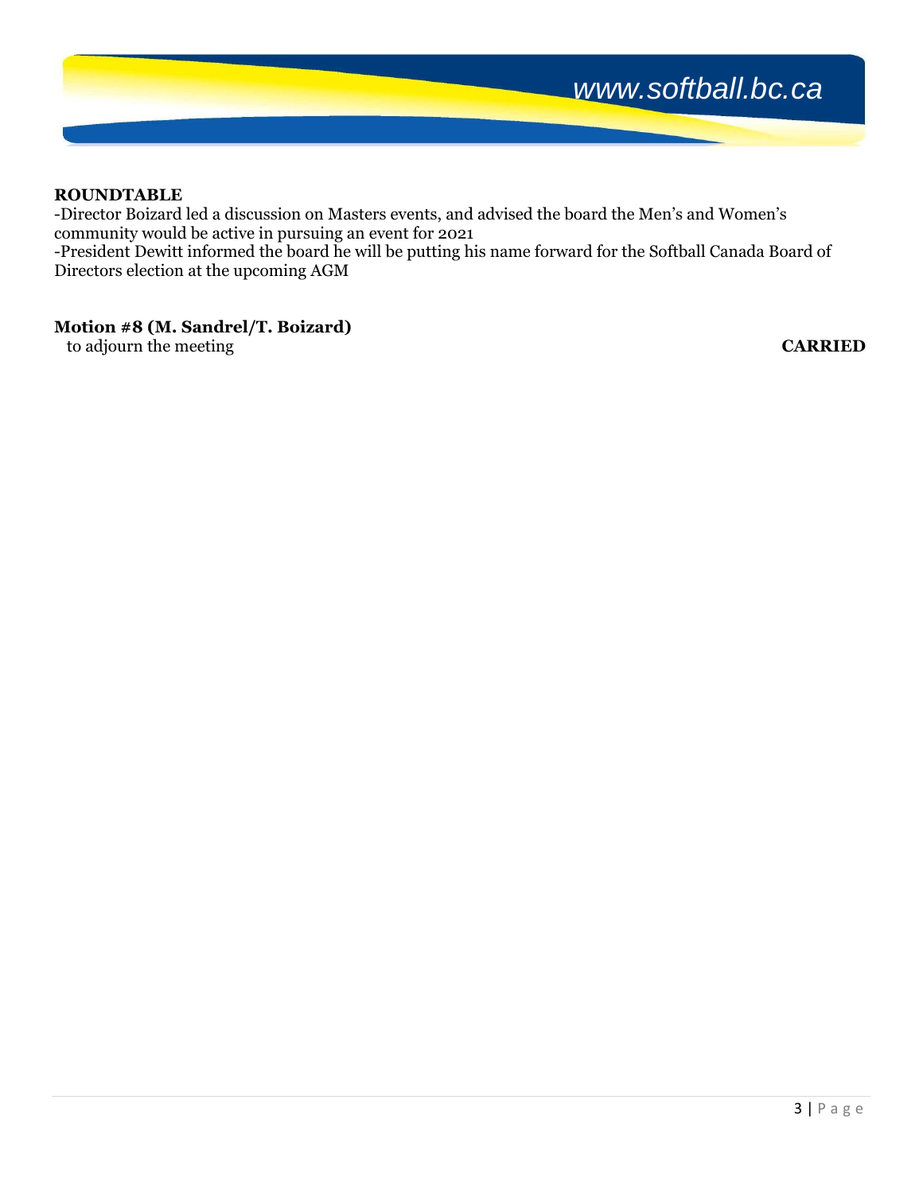**ROUNDTABLE**

-Director Boizard led a discussion on Masters events, and advised the board the Men's and Women's community would be active in pursuing an event for 2021

-President Dewitt informed the board he will be putting his name forward for the Softball Canada Board of Directors election at the upcoming AGM

**Motion #8 (M. Sandrel/T. Boizard)**

to adjourn the meeting **CARRIED**